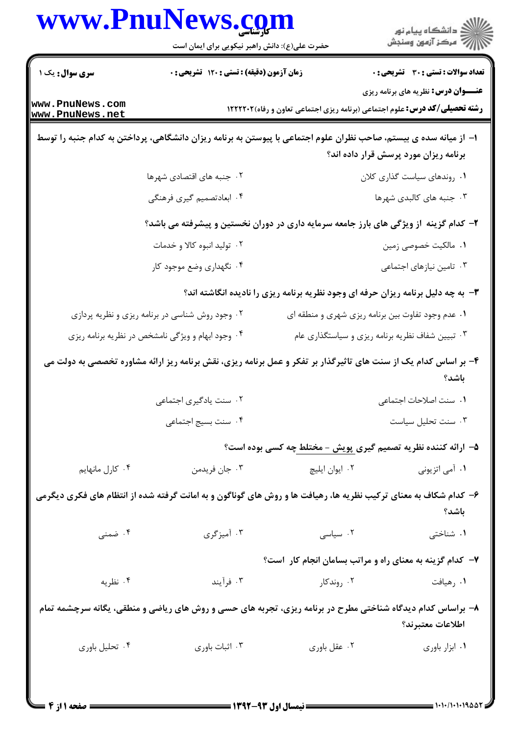**سری سؤال:** یک ۱ | **زمان آزمون (دقیقه) : تستی : ۱۲۰ تشریحی : ۰** | **تعداد سوالات : تستی : ۳۰ تشریحی : ۰**

**عنـــوان درس:** نظریه های برنامه ریزی

**رشته تحصیلی/کد درس:** علوم اجتماعی (برنامه ریزی اجتماعی تعاون و رفاه)۱۲۲۲۲۰۲

۱- از میانه سده ی بیستم، صاحب نظران علوم اجتماعی با پیوستن به برنامه ریزان دانشگاهی، پرداختن به کدام جنبه را توسط برنامه ریزان مورد پرسش قرار داده اند؟

۱. روندهای سیاست گذاری کلان
۲. جنبه های اقتصادی شهرها
۳. جنبه های کالبدی شهرها
۴. ابعادتصمیم گیری فرهنگی

۲- کدام گزینه از ویژگی های بارز جامعه سرمایه داری در دوران نخستین و پیشرفته می باشد؟

۱. مالکیت خصوصی زمین
۲. تولید انبوه کالا و خدمات
۳. تامین نیازهای اجتماعی
۴. نگهداری وضع موجود کار

۳- به چه دلیل برنامه ریزان حرفه ای وجود نظریه برنامه ریزی را نادیده انگاشته اند؟

۱. عدم وجود تفاوت بین برنامه ریزی شهری و منطقه ای
۲. وجود روش شناسی در برنامه ریزی و نظریه پردازی
۳. تبیین شفاف نظریه برنامه ریزی و سیاستگذاری عام
۴. وجود ابهام و ویژگی نامشخص در نظریه برنامه ریزی

۴- بر اساس کدام یک از سنت های تاثیرگذار بر تفکر و عمل برنامه ریزی، نقش برنامه ریز ارائه مشاوره تخصصی به دولت می باشد؟

۱. سنت اصلاحات اجتماعی
۲. سنت یادگیری اجتماعی
۳. سنت تحلیل سیاست
۴. سنت بسیج اجتماعی

۵- ارائه کننده نظریه تصمیم گیری پویش - مختلط چه کسی بوده است؟

۱. آمی اتزیونی
۲. ایوان ایلیچ
۳. جان فریدمن
۴. کارل مانهایم

۶- کدام شکاف به معنای ترکیب نظریه ها، رهیافت ها و روش های گوناگون و به امانت گرفته شده از انتظام های فکری دیگرمی باشد؟

۱. شناختی
۲. سیاسی
۳. آمیزگری
۴. ضمنی

۷- کدام گزینه به معنای راه و مراتب بسامان انجام کار است؟

۱. رهیافت
۲. روندکار
۳. فرآیند
۴. نظریه

۸- براساس کدام دیدگاه شناختی مطرح در برنامه ریزی، تجربه های حسی و روش های ریاضی و منطقی، یگانه سرچشمه تمام اطلاعات معتبرند؟

۱. ابزار باوری
۲. عقل باوری
۳. اثبات باوری
۴. تحلیل باوری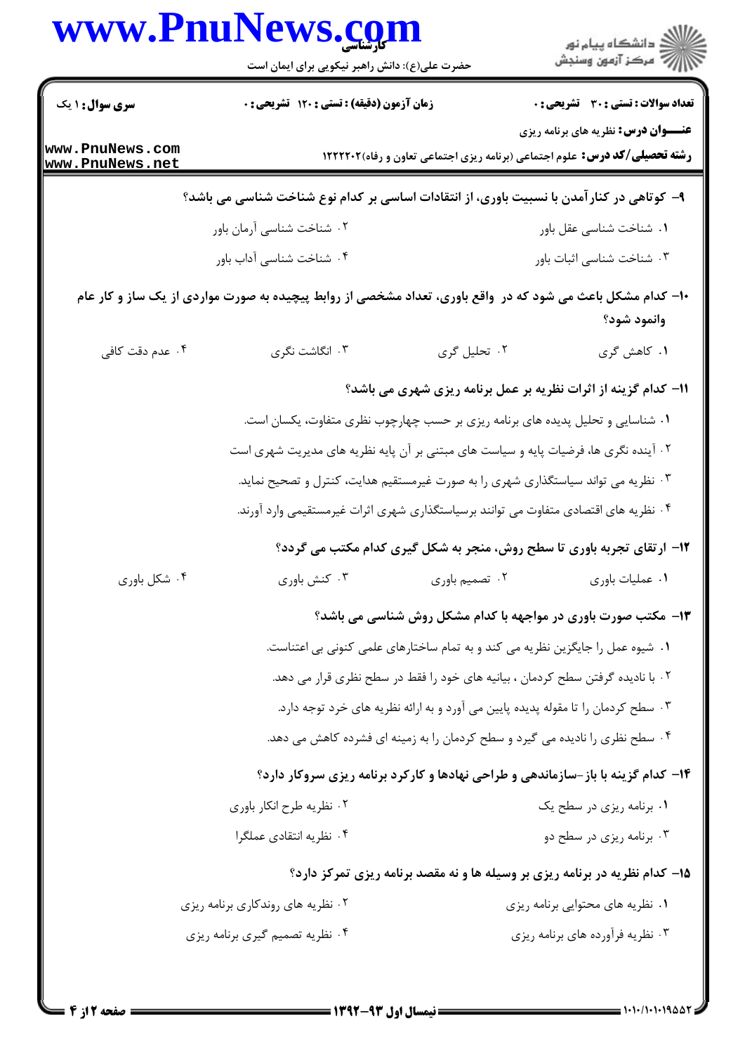**تعداد سوالات : تستی : ۳۰  تشریحی : ۰**

**زمان آزمون (دقیقه) : تستی : ۱۲۰  تشریحی : ۰**

**سری سوال : ۱ یک**

**عنـــوان درس:** نظریه های برنامه ریزی

**رشته تحصیلی/کد درس:** علوم اجتماعی (برنامه ریزی اجتماعی تعاون و رفاه)۱۲۲۲۲۰۲

**۹- کوتاهی در کنارآمدن با نسبیت باوری، از انتقادات اساسی بر کدام نوع شناخت شناسی می باشد؟**

۱. شناخت شناسی عقل باور

۲. شناخت شناسی آرمان باور

۳. شناخت شناسی اثبات باور

۴. شناخت شناسی آداب باور

**۱۰- کدام مشکل باعث می شود که در واقع باوری، تعداد مشخصی از روابط پیچیده به صورت مواردی از یک ساز و کار عام وانمود شود؟**

۱. کاهش گری

۲. تحلیل گری

۳. انگاشت نگری

۴. عدم دقت کافی

**۱۱- کدام گزینه از اثرات نظریه بر عمل برنامه ریزی شهری می باشد؟**

۱. شناسایی و تحلیل پدیده های برنامه ریزی بر حسب چهارچوب نظری متفاوت، یکسان است.

۲. آینده نگری ها، فرضیات پایه و سیاست های مبتنی بر آن پایه نظریه های مدیریت شهری است

۳. نظریه می تواند سیاستگذاری شهری را به صورت غیرمستقیم هدایت، کنترل و تصحیح نماید.

۴. نظریه های اقتصادی متفاوت می توانند برسیاستگذاری شهری اثرات غیرمستقیمی وارد آورند.

**۱۲- ارتقای تجربه باوری تا سطح روش، منجر به شکل گیری کدام مکتب می گردد؟**

۱. عملیات باوری

۲. تصمیم باوری

۳. کنش باوری

۴. شکل باوری

**۱۳- مکتب صورت باوری در مواجهه با کدام مشکل روش شناسی می باشد؟**

۱. شیوه عمل را جایگزین نظریه می کند و به تمام ساختارهای علمی کنونی بی اعتناست.

۲. با نادیده گرفتن سطح کردمان ، بیانیه های خود را فقط در سطح نظری قرار می دهد.

۳. سطح کردمان را تا مقوله پدیده پایین می آورد و به ارائه نظریه های خرد توجه دارد.

۴. سطح نظری را نادیده می گیرد و سطح کردمان را به زمینه ای فشرده کاهش می دهد.

**۱۴- کدام گزینه با باز-سازماندهی و طراحی نهادها و کارکرد برنامه ریزی سروکار دارد؟**

۱. برنامه ریزی در سطح یک

۲. نظریه طرح انکار باوری

۳. برنامه ریزی در سطح دو

۴. نظریه انتقادی عملگرا

**۱۵- کدام نظریه در برنامه ریزی بر وسیله ها و نه مقصد برنامه ریزی تمرکز دارد؟**

۱. نظریه های محتوایی برنامه ریزی

۲. نظریه های روندکاری برنامه ریزی

۳. نظریه فرآورده های برنامه ریزی

۴. نظریه تصمیم گیری برنامه ریزی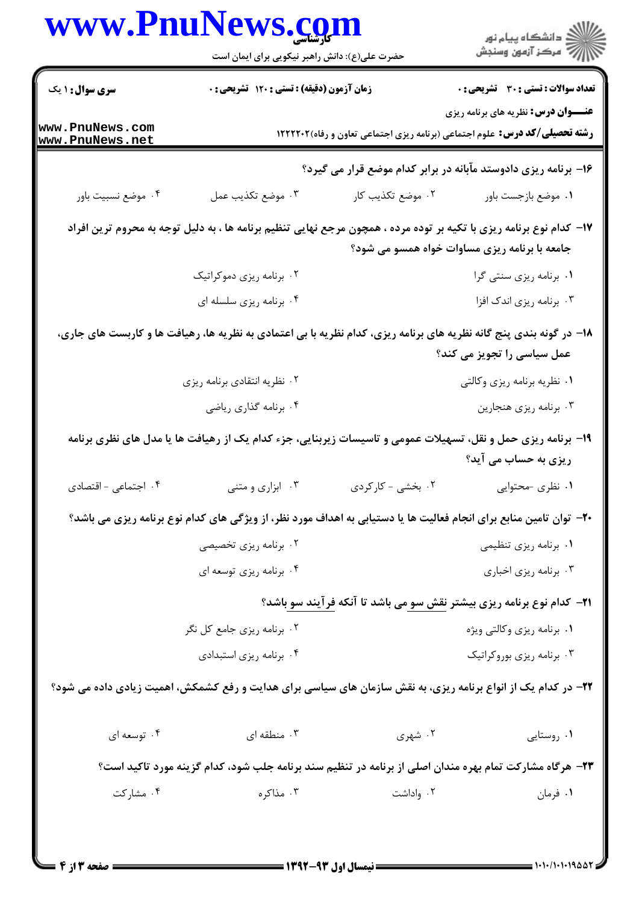۱۶- برنامه ریزی دادوستد مآبانه در برابر کدام موضع قرار می گیرد؟

۱. موضع بازجست باور
۲. موضع تکذیب کار
۳. موضع تکذیب عمل
۴. موضع نسبیت باور

۱۷- کدام نوع برنامه ریزی با تکیه بر توده مرده ، همچون مرجع نهایی تنظیم برنامه ها ، به دلیل توجه به محروم ترین افراد جامعه با برنامه ریزی مساوات خواه همسو می شود؟

۱. برنامه ریزی سنتی گرا
۲. برنامه ریزی دموکراتیک
۳. برنامه ریزی اندک افزا
۴. برنامه ریزی سلسله ای

۱۸- در گونه بندی پنج گانه نظریه های برنامه ریزی، کدام نظریه با بی اعتمادی به نظریه ها، رهیافت ها و کاربست های جاری، عمل سیاسی را تجویز می کند؟

۱. نظریه برنامه ریزی وکالتی
۲. نظریه انتقادی برنامه ریزی
۳. برنامه ریزی هنجارین
۴. برنامه گذاری ریاضی

۱۹- برنامه ریزی حمل و نقل، تسهیلات عمومی و تاسیسات زیربنایی، جزء کدام یک از رهیافت ها یا مدل های نظری برنامه ریزی به حساب می آید؟

۱. نظری -محتوایی
۲. بخشی - کارکردی
۳. ابزاری و متنی
۴. اجتماعی - اقتصادی

۲۰- توان تامین منابع برای انجام فعالیت ها یا دستیابی به اهداف مورد نظر، از ویژگی های کدام نوع برنامه ریزی می باشد؟

۱. برنامه ریزی تنظیمی
۲. برنامه ریزی تخصیصی
۳. برنامه ریزی اخباری
۴. برنامه ریزی توسعه ای

۲۱- کدام نوع برنامه ریزی بیشتر نقش سو می باشد تا آنکه فرآیند سو باشد؟

۱. برنامه ریزی وکالتی ویژه
۲. برنامه ریزی جامع کل نگر
۳. برنامه ریزی بوروکراتیک
۴. برنامه ریزی استبدادی

۲۲- در کدام یک از انواع برنامه ریزی، به نقش سازمان های سیاسی برای هدایت و رفع کشمکش، اهمیت زیادی داده می شود؟

۱. روستایی
۲. شهری
۳. منطقه ای
۴. توسعه ای

۲۳- هرگاه مشارکت تمام بهره مندان اصلی از برنامه در تنظیم سند برنامه جلب شود، کدام گزینه مورد تاکید است؟

۱. فرمان
۲. واداشت
۳. مذاکره
۴. مشارکت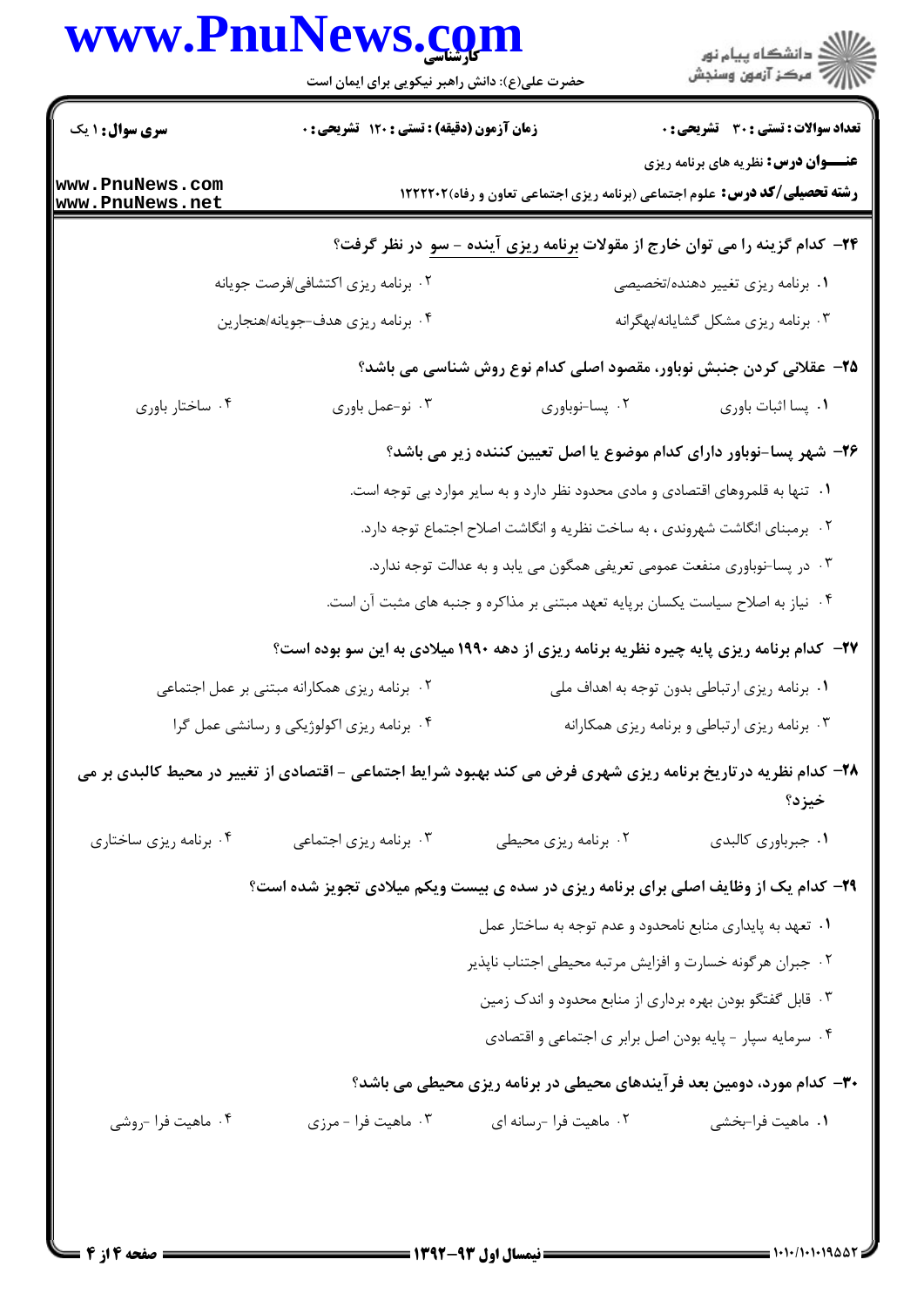**سری سوال:** ۱ یک

**زمان آزمون (دقیقه) : تستی :** ۱۲۰ **تشریحی :** ۰

**تعداد سوالات : تستی :** ۳۰ **تشریحی :** ۰

**عنـــوان درس:** نظریه های برنامه ریزی

**رشته تحصیلی/کد درس:** علوم اجتماعی (برنامه ریزی اجتماعی تعاون و رفاه)۱۲۲۲۲۰۲

**۲۴- کدام گزینه را می توان خارج از مقولات برنامه ریزی آینده - سو در نظر گرفت؟**

۱. برنامه ریزی تغییر دهنده/تخصیصی

۲. برنامه ریزی اکتشافی/فرصت جویانه

۳. برنامه ریزی مشکل گشایانه/بهگرانه

۴. برنامه ریزی هدف-جویانه/هنجارین

**۲۵- عقلانی کردن جنبش نوباور، مقصود اصلی کدام نوع روش شناسی می باشد؟**

۱. پسا اثبات باوری

۲. پسا-نوباوری

۳. نو-عمل باوری

۴. ساختار باوری

**۲۶- شهر پسا-نوباور دارای کدام موضوع یا اصل تعیین کننده زیر می باشد؟**

۱. تنها به قلمروهای اقتصادی و مادی محدود نظر دارد و به سایر موارد بی توجه است.

۲. برمبنای انگاشت شهروندی ، به ساخت نظریه و انگاشت اصلاح اجتماع توجه دارد.

۳. در پسا-نوباوری منفعت عمومی تعریفی همگون می یابد و به عدالت توجه ندارد.

۴. نیاز به اصلاح سیاست یکسان برپایه تعهد مبتنی بر مذاکره و جنبه های مثبت آن است.

**۲۷- کدام برنامه ریزی پایه چیره نظریه برنامه ریزی از دهه ۱۹۹۰ میلادی به این سو بوده است؟**

۱. برنامه ریزی ارتباطی بدون توجه به اهداف ملی

۲. برنامه ریزی همکارانه مبتنی بر عمل اجتماعی

۳. برنامه ریزی ارتباطی و برنامه ریزی همکارانه

۴. برنامه ریزی اکولوژیکی و رسانشی عمل گرا

**۲۸- کدام نظریه درتاریخ برنامه ریزی شهری فرض می کند بهبود شرایط اجتماعی - اقتصادی از تغییر در محیط کالبدی بر می خیزد؟**

۱. جبرباوری کالبدی

۲. برنامه ریزی محیطی

۳. برنامه ریزی اجتماعی

۴. برنامه ریزی ساختاری

**۲۹- کدام یک از وظایف اصلی برای برنامه ریزی در سده ی بیست ویکم میلادی تجویز شده است؟**

۱. تعهد به پایداری منابع نامحدود و عدم توجه به ساختار عمل

۲. جبران هرگونه خسارت و افزایش مرتبه محیطی اجتناب ناپذیر

۳. قابل گفتگو بودن بهره برداری از منابع محدود و اندک زمین

۴. سرمایه سپار - پایه بودن اصل برابر ی اجتماعی و اقتصادی

**۳۰- کدام مورد، دومین بعد فرآیندهای محیطی در برنامه ریزی محیطی می باشد؟**

۱. ماهیت فرا-بخشی

۲. ماهیت فرا -رسانه ای

۳. ماهیت فرا - مرزی

۴. ماهیت فرا -روشی